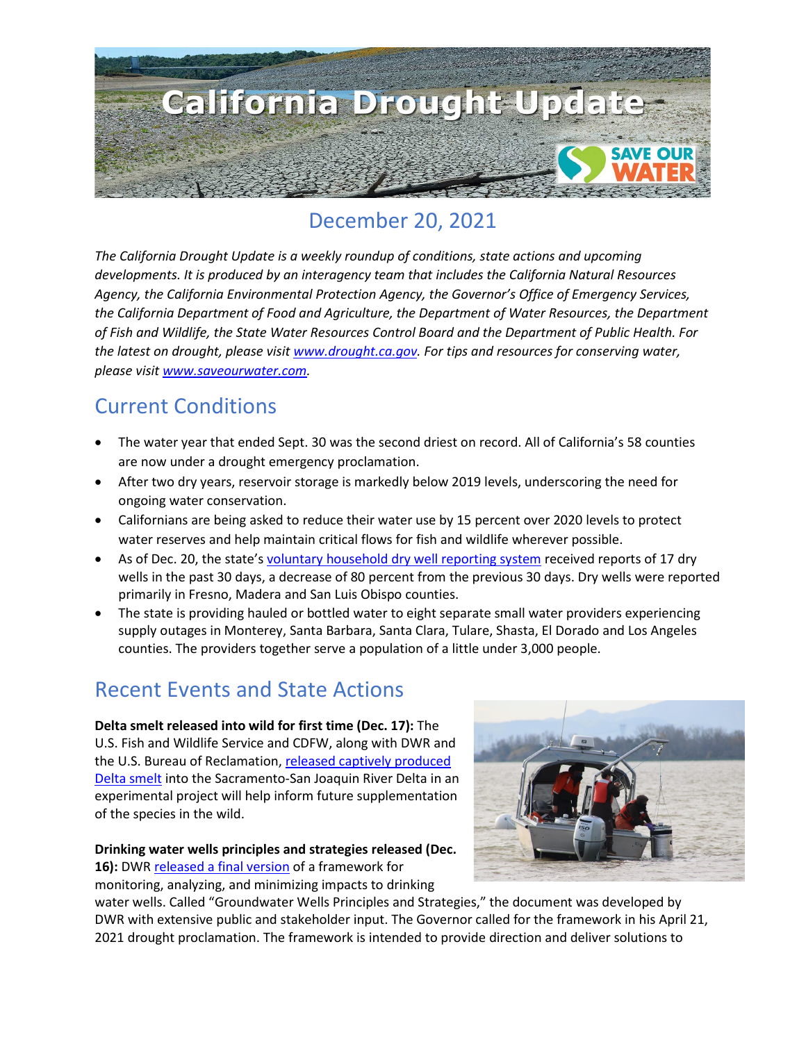# California Drought Update

## December 20, 2021

*The California Drought Update is a weekly roundup of conditions, state actions and upcoming developments. It is produced by an interagency team that includes the California Natural Resources Agency, the California Environmental Protection Agency, the Governor's Office of Emergency Services, the California Department of Food and Agriculture, the Department of Water Resources, the Department of Fish and Wildlife, the State Water Resources Control Board and the Department of Public Health. For the latest on drought, please visit [www.drought.ca.gov](www.drought.ca.gov). For tips and resources for conserving water, please visit [www.saveourwater.com](www.saveourwater.com).*

## Current Conditions

- The water year that ended Sept. 30 was the second driest on record. All of California's 58 counties are now under a drought emergency proclamation.
- After two dry years, reservoir storage is markedly below 2019 levels, underscoring the need for ongoing water conservation.
- Californians are being asked to reduce their water use by 15 percent over 2020 levels to protect water reserves and help maintain critical flows for fish and wildlife wherever possible.
- As of Dec. 20, the state's voluntary household dry well reporting system received reports of 17 dry wells in the past 30 days, a decrease of 80 percent from the previous 30 days. Dry wells were reported primarily in Fresno, Madera and San Luis Obispo counties.
- The state is providing hauled or bottled water to eight separate small water providers experiencing supply outages in Monterey, Santa Barbara, Santa Clara, Tulare, Shasta, El Dorado and Los Angeles counties. The providers together serve a population of a little under 3,000 people.

## Recent Events and State Actions

**Delta smelt released into wild for first time (Dec. 17):** The U.S. Fish and Wildlife Service and CDFW, along with DWR and the U.S. Bureau of Reclamation, released captively produced Delta smelt into the Sacramento-San Joaquin River Delta in an experimental project will help inform future supplementation of the species in the wild.

**Drinking water wells principles and strategies released (Dec. 16):** DWR released a final version of a framework for monitoring, analyzing, and minimizing impacts to drinking water wells. Called "Groundwater Wells Principles and Strategies," the document was developed by DWR with extensive public and stakeholder input. The Governor called for the framework in his April 21, 2021 drought proclamation. The framework is intended to provide direction and deliver solutions to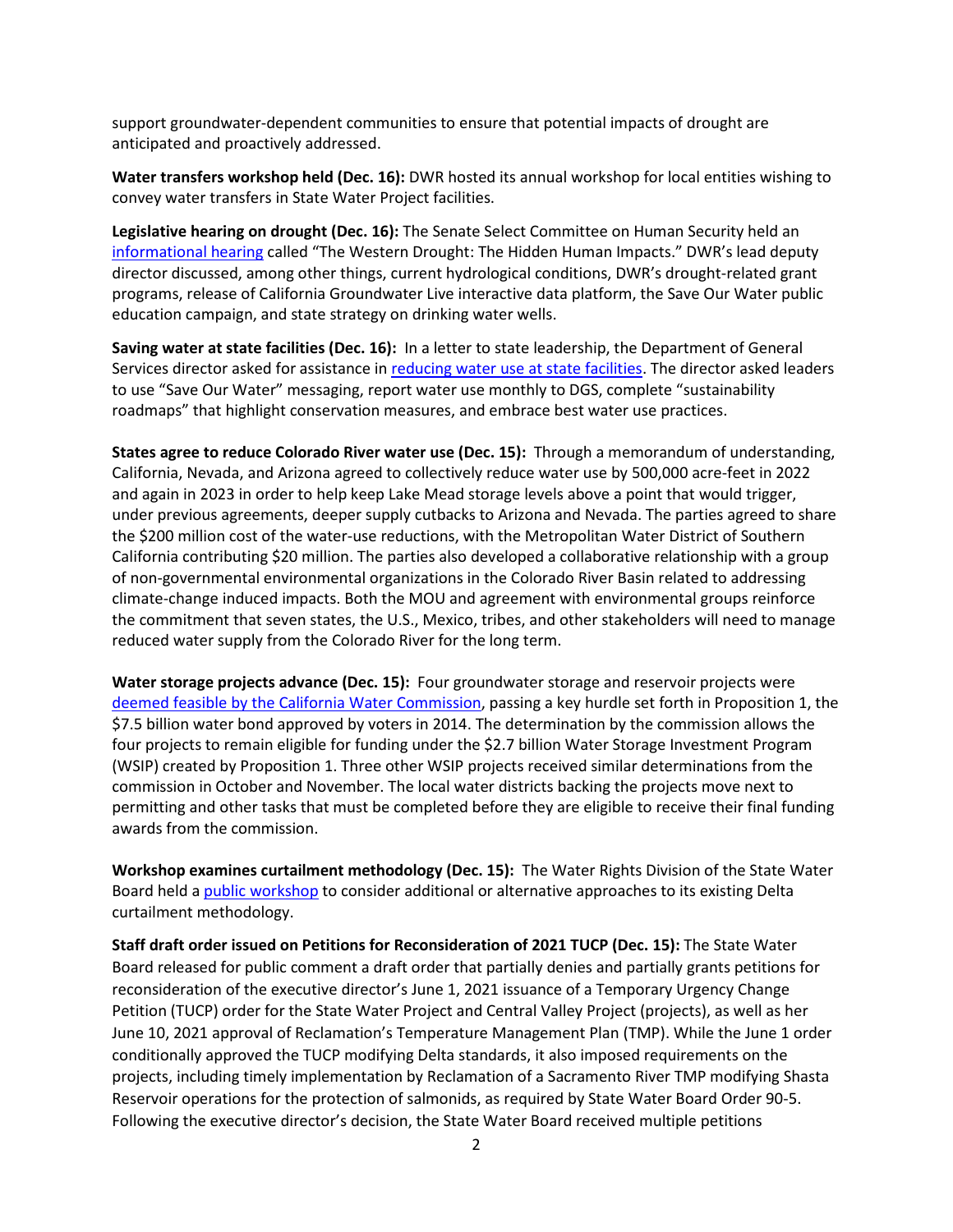support groundwater-dependent communities to ensure that potential impacts of drought are anticipated and proactively addressed.

**Water transfers workshop held (Dec. 16):** DWR hosted its annual workshop for local entities wishing to convey water transfers in State Water Project facilities.

**Legislative hearing on drought (Dec. 16):** The Senate Select Committee on Human Security held an informational hearing called "The Western Drought: The Hidden Human Impacts." DWR's lead deputy director discussed, among other things, current hydrological conditions, DWR's drought-related grant programs, release of California Groundwater Live interactive data platform, the Save Our Water public education campaign, and state strategy on drinking water wells.

**Saving water at state facilities (Dec. 16):** In a letter to state leadership, the Department of General Services director asked for assistance in reducing water use at state facilities. The director asked leaders to use "Save Our Water" messaging, report water use monthly to DGS, complete "sustainability roadmaps" that highlight conservation measures, and embrace best water use practices.

**States agree to reduce Colorado River water use (Dec. 15):** Through a memorandum of understanding, California, Nevada, and Arizona agreed to collectively reduce water use by 500,000 acre-feet in 2022 and again in 2023 in order to help keep Lake Mead storage levels above a point that would trigger, under previous agreements, deeper supply cutbacks to Arizona and Nevada. The parties agreed to share the $200 million cost of the water-use reductions, with the Metropolitan Water District of Southern California contributing $20 million. The parties also developed a collaborative relationship with a group of non-governmental environmental organizations in the Colorado River Basin related to addressing climate-change induced impacts. Both the MOU and agreement with environmental groups reinforce the commitment that seven states, the U.S., Mexico, tribes, and other stakeholders will need to manage reduced water supply from the Colorado River for the long term.

**Water storage projects advance (Dec. 15):** Four groundwater storage and reservoir projects were deemed feasible by the California Water Commission, passing a key hurdle set forth in Proposition 1, the $7.5 billion water bond approved by voters in 2014. The determination by the commission allows the four projects to remain eligible for funding under the $2.7 billion Water Storage Investment Program (WSIP) created by Proposition 1. Three other WSIP projects received similar determinations from the commission in October and November. The local water districts backing the projects move next to permitting and other tasks that must be completed before they are eligible to receive their final funding awards from the commission.

**Workshop examines curtailment methodology (Dec. 15):** The Water Rights Division of the State Water Board held a public workshop to consider additional or alternative approaches to its existing Delta curtailment methodology.

**Staff draft order issued on Petitions for Reconsideration of 2021 TUCP (Dec. 15):** The State Water Board released for public comment a draft order that partially denies and partially grants petitions for reconsideration of the executive director's June 1, 2021 issuance of a Temporary Urgency Change Petition (TUCP) order for the State Water Project and Central Valley Project (projects), as well as her June 10, 2021 approval of Reclamation's Temperature Management Plan (TMP). While the June 1 order conditionally approved the TUCP modifying Delta standards, it also imposed requirements on the projects, including timely implementation by Reclamation of a Sacramento River TMP modifying Shasta Reservoir operations for the protection of salmonids, as required by State Water Board Order 90-5. Following the executive director's decision, the State Water Board received multiple petitions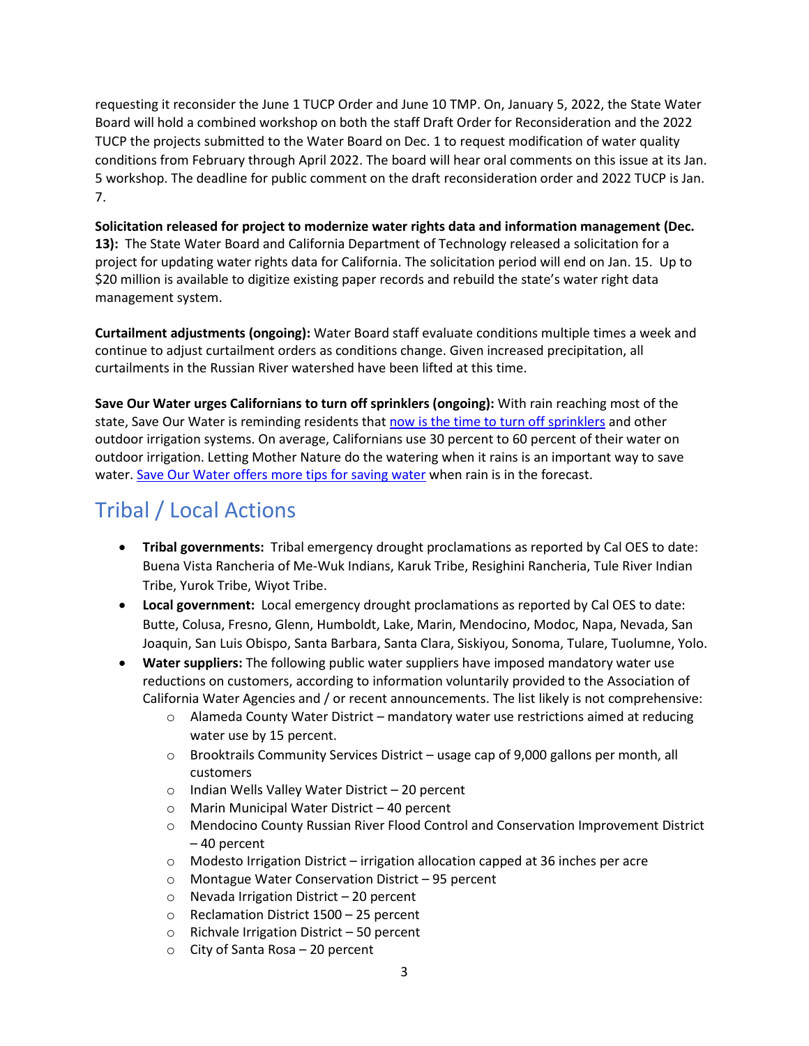requesting it reconsider the June 1 TUCP Order and June 10 TMP. On, January 5, 2022, the State Water Board will hold a combined workshop on both the staff Draft Order for Reconsideration and the 2022 TUCP the projects submitted to the Water Board on Dec. 1 to request modification of water quality conditions from February through April 2022. The board will hear oral comments on this issue at its Jan. 5 workshop. The deadline for public comment on the draft reconsideration order and 2022 TUCP is Jan. 7.

**Solicitation released for project to modernize water rights data and information management (Dec. 13):** The State Water Board and California Department of Technology released a solicitation for a project for updating water rights data for California. The solicitation period will end on Jan. 15. Up to $20 million is available to digitize existing paper records and rebuild the state's water right data management system.

**Curtailment adjustments (ongoing):** Water Board staff evaluate conditions multiple times a week and continue to adjust curtailment orders as conditions change. Given increased precipitation, all curtailments in the Russian River watershed have been lifted at this time.

**Save Our Water urges Californians to turn off sprinklers (ongoing):** With rain reaching most of the state, Save Our Water is reminding residents that [now is the time to turn off sprinklers]() and other outdoor irrigation systems. On average, Californians use 30 percent to 60 percent of their water on outdoor irrigation. Letting Mother Nature do the watering when it rains is an important way to save water. [Save Our Water offers more tips for saving water]() when rain is in the forecast.

## Tribal / Local Actions

- **Tribal governments:** Tribal emergency drought proclamations as reported by Cal OES to date: Buena Vista Rancheria of Me-Wuk Indians, Karuk Tribe, Resighini Rancheria, Tule River Indian Tribe, Yurok Tribe, Wiyot Tribe.
- **Local government:** Local emergency drought proclamations as reported by Cal OES to date: Butte, Colusa, Fresno, Glenn, Humboldt, Lake, Marin, Mendocino, Modoc, Napa, Nevada, San Joaquin, San Luis Obispo, Santa Barbara, Santa Clara, Siskiyou, Sonoma, Tulare, Tuolumne, Yolo.
- **Water suppliers:** The following public water suppliers have imposed mandatory water use reductions on customers, according to information voluntarily provided to the Association of California Water Agencies and / or recent announcements. The list likely is not comprehensive:
  - Alameda County Water District – mandatory water use restrictions aimed at reducing water use by 15 percent.
  - Brooktrails Community Services District – usage cap of 9,000 gallons per month, all customers
  - Indian Wells Valley Water District – 20 percent
  - Marin Municipal Water District – 40 percent
  - Mendocino County Russian River Flood Control and Conservation Improvement District – 40 percent
  - Modesto Irrigation District – irrigation allocation capped at 36 inches per acre
  - Montague Water Conservation District – 95 percent
  - Nevada Irrigation District – 20 percent
  - Reclamation District 1500 – 25 percent
  - Richvale Irrigation District – 50 percent
  - City of Santa Rosa – 20 percent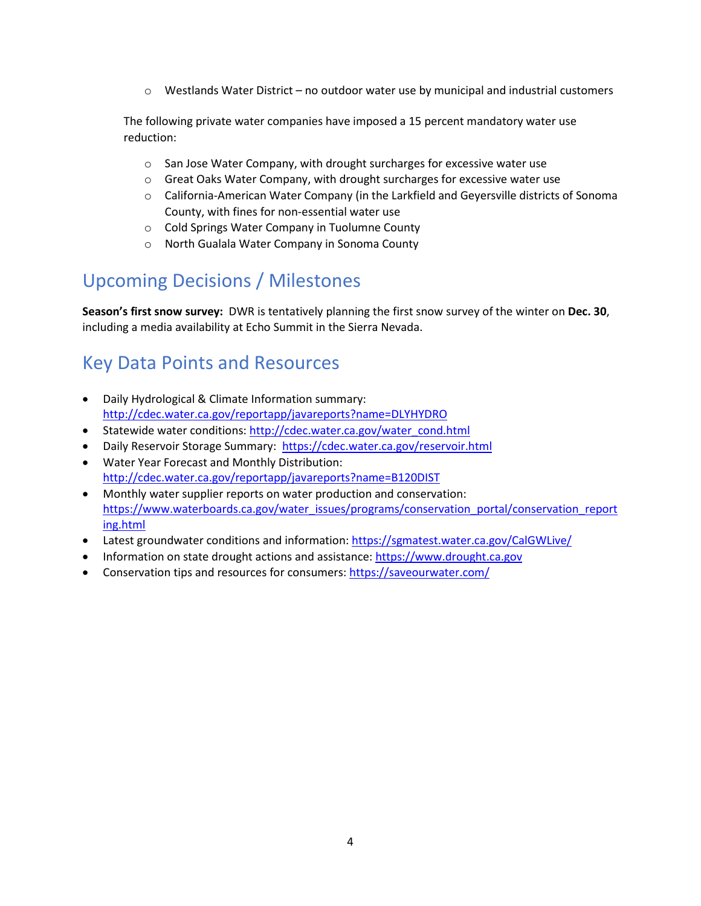- Westlands Water District – no outdoor water use by municipal and industrial customers

The following private water companies have imposed a 15 percent mandatory water use reduction:

- San Jose Water Company, with drought surcharges for excessive water use
- Great Oaks Water Company, with drought surcharges for excessive water use
- California-American Water Company (in the Larkfield and Geyersville districts of Sonoma County, with fines for non-essential water use
- Cold Springs Water Company in Tuolumne County
- North Gualala Water Company in Sonoma County

## Upcoming Decisions / Milestones

**Season's first snow survey:** DWR is tentatively planning the first snow survey of the winter on **Dec. 30**, including a media availability at Echo Summit in the Sierra Nevada.

## Key Data Points and Resources

- Daily Hydrological & Climate Information summary: http://cdec.water.ca.gov/reportapp/javareports?name=DLYHYDRO
- Statewide water conditions: http://cdec.water.ca.gov/water_cond.html
- Daily Reservoir Storage Summary: https://cdec.water.ca.gov/reservoir.html
- Water Year Forecast and Monthly Distribution: http://cdec.water.ca.gov/reportapp/javareports?name=B120DIST
- Monthly water supplier reports on water production and conservation: https://www.waterboards.ca.gov/water_issues/programs/conservation_portal/conservation_reporting.html
- Latest groundwater conditions and information: https://sgmatest.water.ca.gov/CalGWLive/
- Information on state drought actions and assistance: https://www.drought.ca.gov
- Conservation tips and resources for consumers: https://saveourwater.com/